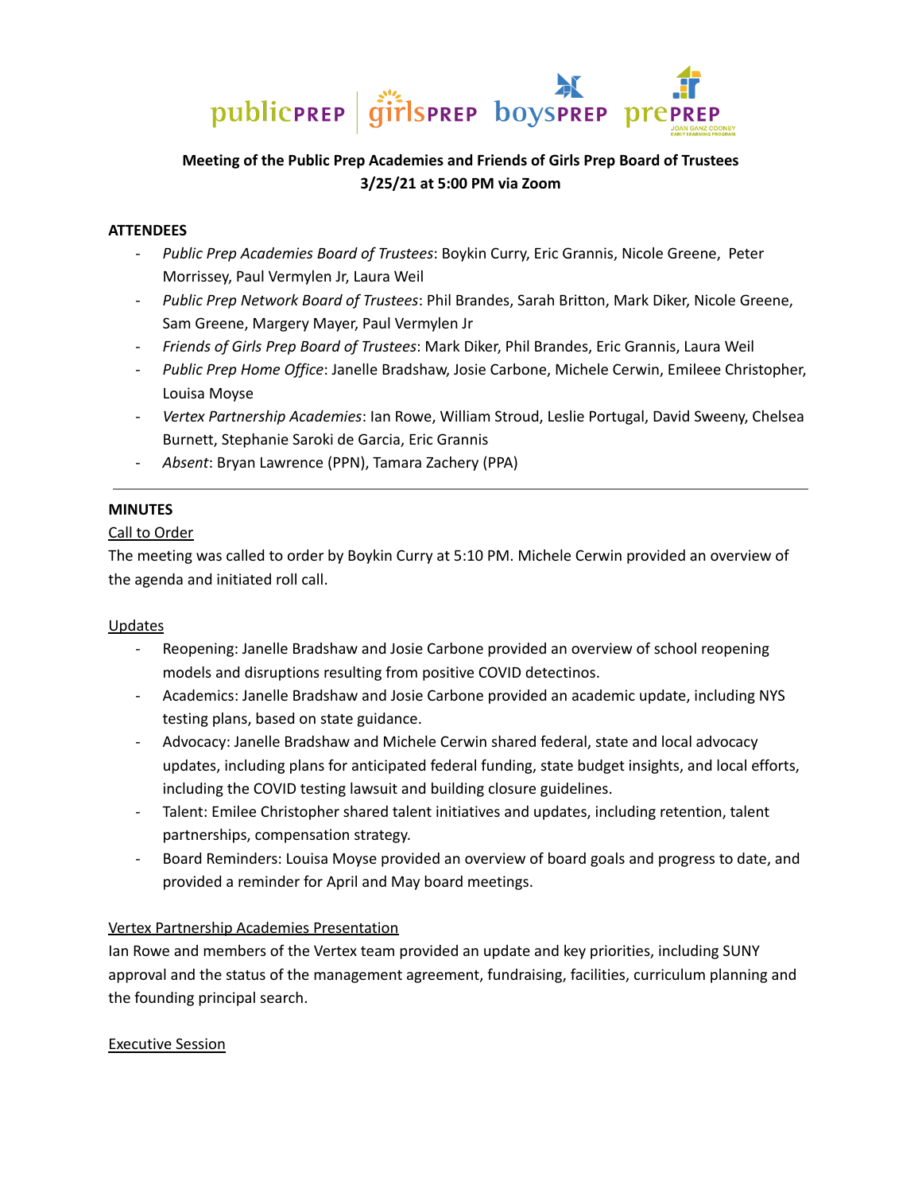publicPREP | girlsPREP boysPREP prePREP JOAN GANZ COONEY EARLY LEARNING PROGRAM

**Meeting of the Public Prep Academies and Friends of Girls Prep Board of Trustees**
**3/25/21 at 5:00 PM via Zoom**

**ATTENDEES**

- *Public Prep Academies Board of Trustees*: Boykin Curry, Eric Grannis, Nicole Greene, Peter Morrissey, Paul Vermylen Jr, Laura Weil
- *Public Prep Network Board of Trustees*: Phil Brandes, Sarah Britton, Mark Diker, Nicole Greene, Sam Greene, Margery Mayer, Paul Vermylen Jr
- *Friends of Girls Prep Board of Trustees*: Mark Diker, Phil Brandes, Eric Grannis, Laura Weil
- *Public Prep Home Office*: Janelle Bradshaw, Josie Carbone, Michele Cerwin, Emileee Christopher, Louisa Moyse
- *Vertex Partnership Academies*: Ian Rowe, William Stroud, Leslie Portugal, David Sweeny, Chelsea Burnett, Stephanie Saroki de Garcia, Eric Grannis
- *Absent*: Bryan Lawrence (PPN), Tamara Zachery (PPA)

---

**MINUTES**

Call to Order

The meeting was called to order by Boykin Curry at 5:10 PM. Michele Cerwin provided an overview of the agenda and initiated roll call.

Updates

- Reopening: Janelle Bradshaw and Josie Carbone provided an overview of school reopening models and disruptions resulting from positive COVID detectinos.
- Academics: Janelle Bradshaw and Josie Carbone provided an academic update, including NYS testing plans, based on state guidance.
- Advocacy: Janelle Bradshaw and Michele Cerwin shared federal, state and local advocacy updates, including plans for anticipated federal funding, state budget insights, and local efforts, including the COVID testing lawsuit and building closure guidelines.
- Talent: Emilee Christopher shared talent initiatives and updates, including retention, talent partnerships, compensation strategy.
- Board Reminders: Louisa Moyse provided an overview of board goals and progress to date, and provided a reminder for April and May board meetings.

Vertex Partnership Academies Presentation

Ian Rowe and members of the Vertex team provided an update and key priorities, including SUNY approval and the status of the management agreement, fundraising, facilities, curriculum planning and the founding principal search.

Executive Session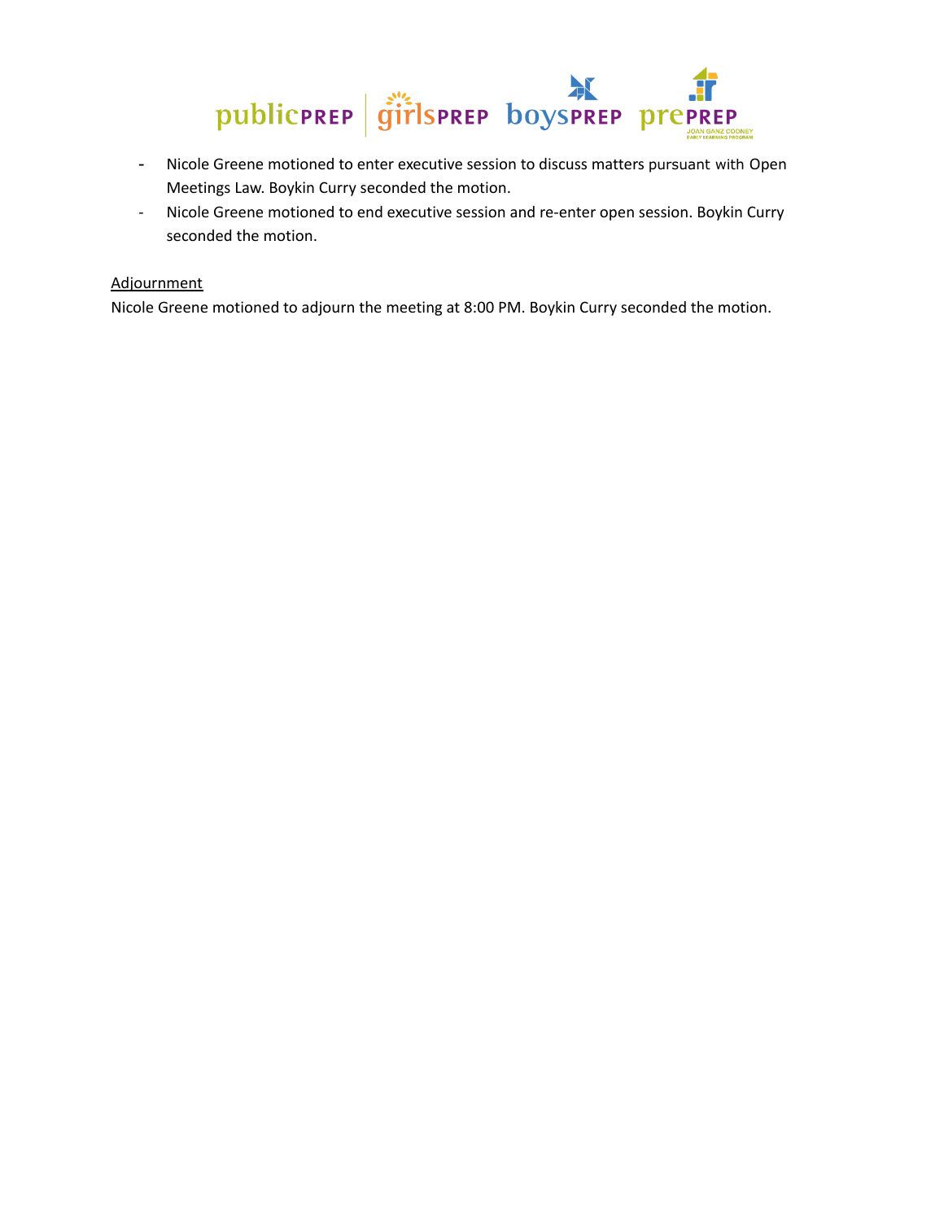- Nicole Greene motioned to enter executive session to discuss matters pursuant with Open Meetings Law. Boykin Curry seconded the motion.
- Nicole Greene motioned to end executive session and re-enter open session. Boykin Curry seconded the motion.

<u>Adjournment</u>

Nicole Greene motioned to adjourn the meeting at 8:00 PM. Boykin Curry seconded the motion.